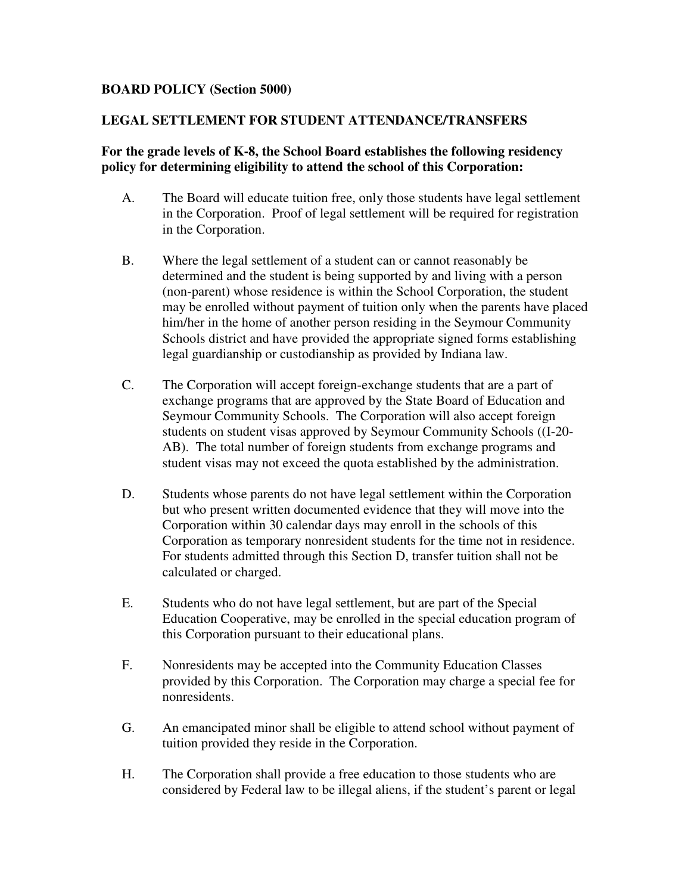**BOARD POLICY (Section 5000)**

**LEGAL SETTLEMENT FOR STUDENT ATTENDANCE/TRANSFERS**

**For the grade levels of K-8, the School Board establishes the following residency policy for determining eligibility to attend the school of this Corporation:**

A. The Board will educate tuition free, only those students have legal settlement in the Corporation. Proof of legal settlement will be required for registration in the Corporation.

B. Where the legal settlement of a student can or cannot reasonably be determined and the student is being supported by and living with a person (non-parent) whose residence is within the School Corporation, the student may be enrolled without payment of tuition only when the parents have placed him/her in the home of another person residing in the Seymour Community Schools district and have provided the appropriate signed forms establishing legal guardianship or custodianship as provided by Indiana law.

C. The Corporation will accept foreign-exchange students that are a part of exchange programs that are approved by the State Board of Education and Seymour Community Schools. The Corporation will also accept foreign students on student visas approved by Seymour Community Schools ((I-20-AB). The total number of foreign students from exchange programs and student visas may not exceed the quota established by the administration.

D. Students whose parents do not have legal settlement within the Corporation but who present written documented evidence that they will move into the Corporation within 30 calendar days may enroll in the schools of this Corporation as temporary nonresident students for the time not in residence. For students admitted through this Section D, transfer tuition shall not be calculated or charged.

E. Students who do not have legal settlement, but are part of the Special Education Cooperative, may be enrolled in the special education program of this Corporation pursuant to their educational plans.

F. Nonresidents may be accepted into the Community Education Classes provided by this Corporation. The Corporation may charge a special fee for nonresidents.

G. An emancipated minor shall be eligible to attend school without payment of tuition provided they reside in the Corporation.

H. The Corporation shall provide a free education to those students who are considered by Federal law to be illegal aliens, if the student's parent or legal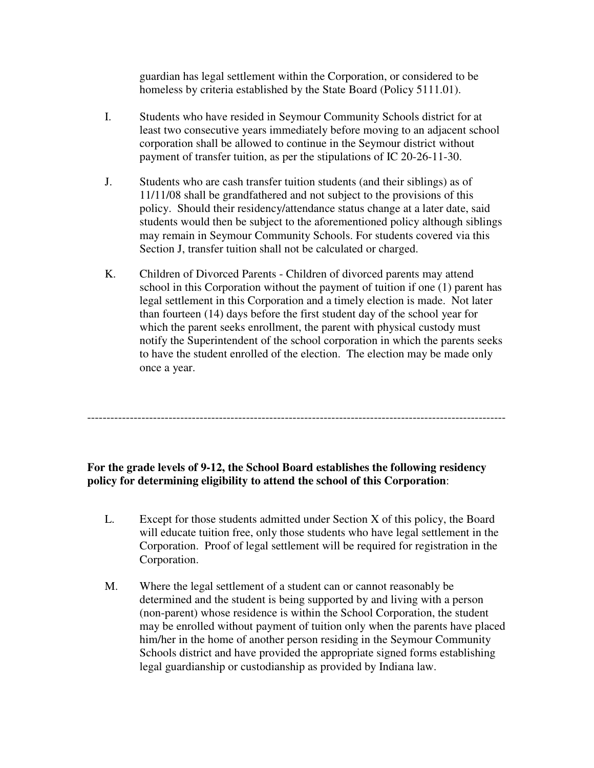guardian has legal settlement within the Corporation, or considered to be homeless by criteria established by the State Board (Policy 5111.01).

I. Students who have resided in Seymour Community Schools district for at least two consecutive years immediately before moving to an adjacent school corporation shall be allowed to continue in the Seymour district without payment of transfer tuition, as per the stipulations of IC 20-26-11-30.

J. Students who are cash transfer tuition students (and their siblings) as of 11/11/08 shall be grandfathered and not subject to the provisions of this policy. Should their residency/attendance status change at a later date, said students would then be subject to the aforementioned policy although siblings may remain in Seymour Community Schools. For students covered via this Section J, transfer tuition shall not be calculated or charged.

K. Children of Divorced Parents - Children of divorced parents may attend school in this Corporation without the payment of tuition if one (1) parent has legal settlement in this Corporation and a timely election is made. Not later than fourteen (14) days before the first student day of the school year for which the parent seeks enrollment, the parent with physical custody must notify the Superintendent of the school corporation in which the parents seeks to have the student enrolled of the election. The election may be made only once a year.

---

**For the grade levels of 9-12, the School Board establishes the following residency policy for determining eligibility to attend the school of this Corporation**:

L. Except for those students admitted under Section X of this policy, the Board will educate tuition free, only those students who have legal settlement in the Corporation. Proof of legal settlement will be required for registration in the Corporation.

M. Where the legal settlement of a student can or cannot reasonably be determined and the student is being supported by and living with a person (non-parent) whose residence is within the School Corporation, the student may be enrolled without payment of tuition only when the parents have placed him/her in the home of another person residing in the Seymour Community Schools district and have provided the appropriate signed forms establishing legal guardianship or custodianship as provided by Indiana law.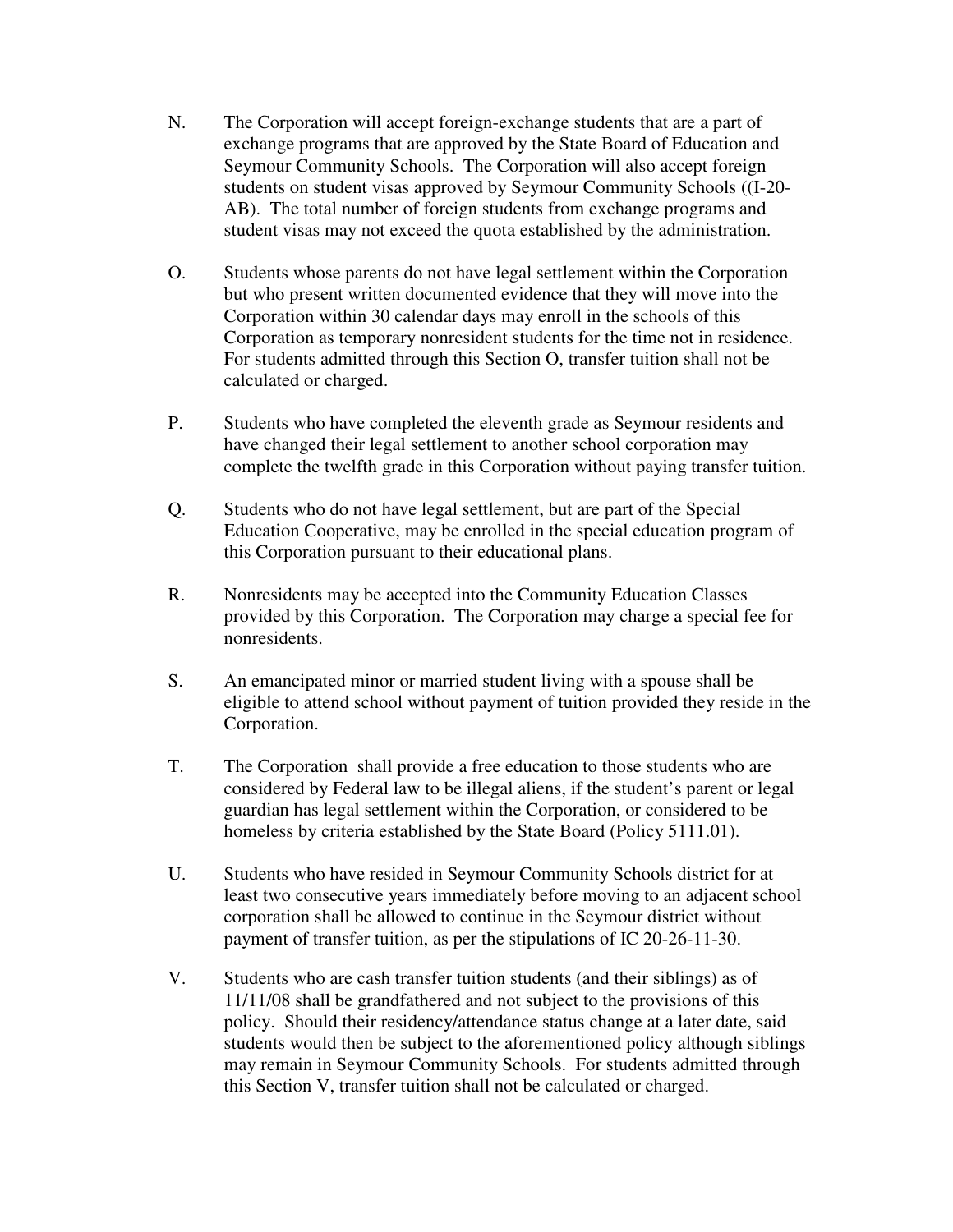N. The Corporation will accept foreign-exchange students that are a part of exchange programs that are approved by the State Board of Education and Seymour Community Schools. The Corporation will also accept foreign students on student visas approved by Seymour Community Schools ((I-20-AB). The total number of foreign students from exchange programs and student visas may not exceed the quota established by the administration.

O. Students whose parents do not have legal settlement within the Corporation but who present written documented evidence that they will move into the Corporation within 30 calendar days may enroll in the schools of this Corporation as temporary nonresident students for the time not in residence. For students admitted through this Section O, transfer tuition shall not be calculated or charged.

P. Students who have completed the eleventh grade as Seymour residents and have changed their legal settlement to another school corporation may complete the twelfth grade in this Corporation without paying transfer tuition.

Q. Students who do not have legal settlement, but are part of the Special Education Cooperative, may be enrolled in the special education program of this Corporation pursuant to their educational plans.

R. Nonresidents may be accepted into the Community Education Classes provided by this Corporation. The Corporation may charge a special fee for nonresidents.

S. An emancipated minor or married student living with a spouse shall be eligible to attend school without payment of tuition provided they reside in the Corporation.

T. The Corporation shall provide a free education to those students who are considered by Federal law to be illegal aliens, if the student's parent or legal guardian has legal settlement within the Corporation, or considered to be homeless by criteria established by the State Board (Policy 5111.01).

U. Students who have resided in Seymour Community Schools district for at least two consecutive years immediately before moving to an adjacent school corporation shall be allowed to continue in the Seymour district without payment of transfer tuition, as per the stipulations of IC 20-26-11-30.

V. Students who are cash transfer tuition students (and their siblings) as of 11/11/08 shall be grandfathered and not subject to the provisions of this policy. Should their residency/attendance status change at a later date, said students would then be subject to the aforementioned policy although siblings may remain in Seymour Community Schools. For students admitted through this Section V, transfer tuition shall not be calculated or charged.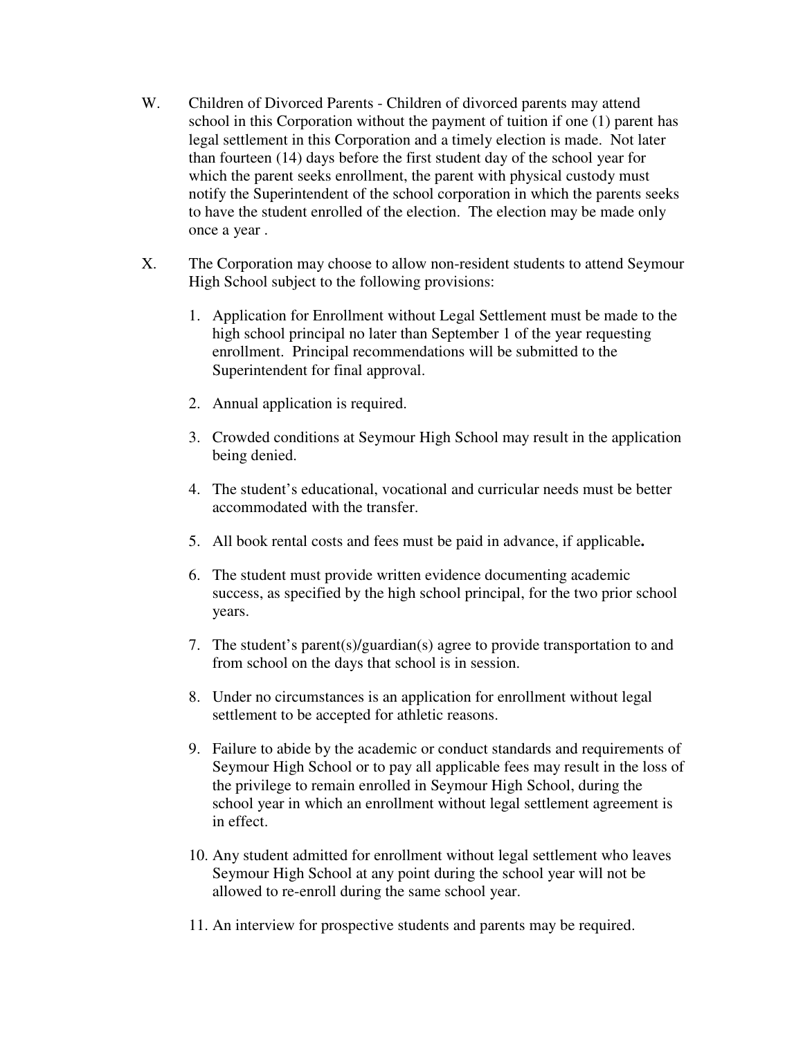W. Children of Divorced Parents - Children of divorced parents may attend school in this Corporation without the payment of tuition if one (1) parent has legal settlement in this Corporation and a timely election is made. Not later than fourteen (14) days before the first student day of the school year for which the parent seeks enrollment, the parent with physical custody must notify the Superintendent of the school corporation in which the parents seeks to have the student enrolled of the election. The election may be made only once a year .

X. The Corporation may choose to allow non-resident students to attend Seymour High School subject to the following provisions:

1. Application for Enrollment without Legal Settlement must be made to the high school principal no later than September 1 of the year requesting enrollment. Principal recommendations will be submitted to the Superintendent for final approval.
2. Annual application is required.
3. Crowded conditions at Seymour High School may result in the application being denied.
4. The student's educational, vocational and curricular needs must be better accommodated with the transfer.
5. All book rental costs and fees must be paid in advance, if applicable**.**
6. The student must provide written evidence documenting academic success, as specified by the high school principal, for the two prior school years.
7. The student's parent(s)/guardian(s) agree to provide transportation to and from school on the days that school is in session.
8. Under no circumstances is an application for enrollment without legal settlement to be accepted for athletic reasons.
9. Failure to abide by the academic or conduct standards and requirements of Seymour High School or to pay all applicable fees may result in the loss of the privilege to remain enrolled in Seymour High School, during the school year in which an enrollment without legal settlement agreement is in effect.
10. Any student admitted for enrollment without legal settlement who leaves Seymour High School at any point during the school year will not be allowed to re-enroll during the same school year.
11. An interview for prospective students and parents may be required.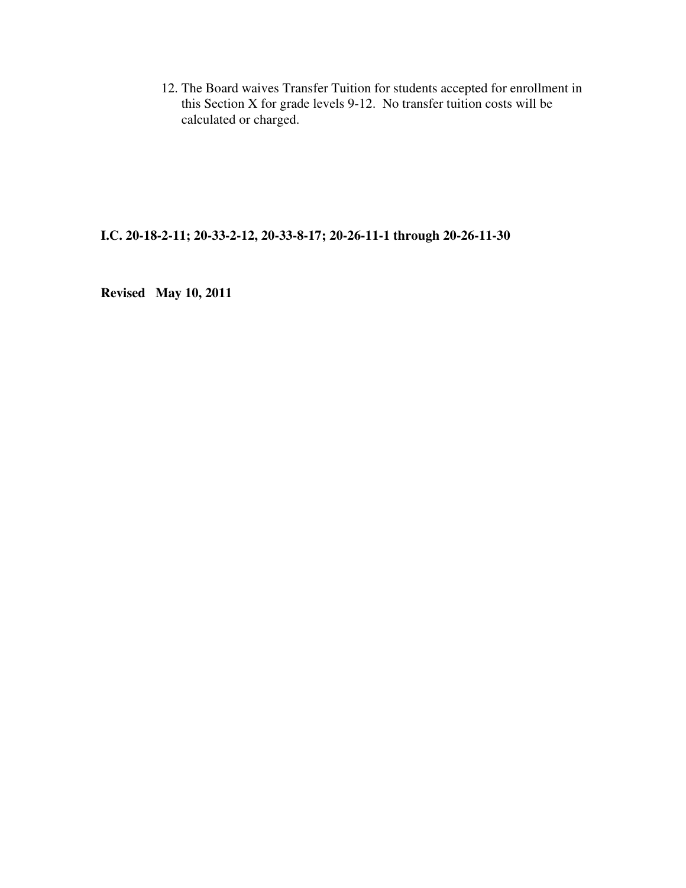12. The Board waives Transfer Tuition for students accepted for enrollment in this Section X for grade levels 9-12. No transfer tuition costs will be calculated or charged.

**I.C. 20-18-2-11; 20-33-2-12, 20-33-8-17; 20-26-11-1 through 20-26-11-30**

**Revised May 10, 2011**